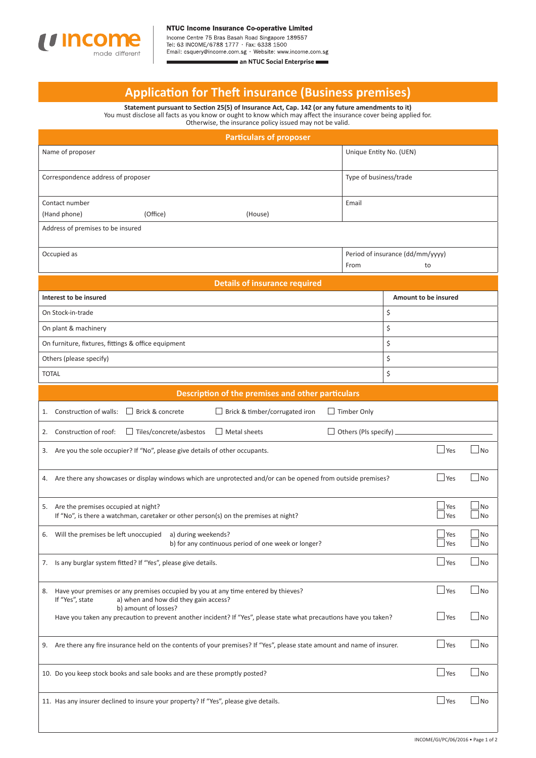**NTUC Income Insurance Co-operative Limited**
Income Centre 75 Bras Basah Road Singapore 189557
Tel: 63 INCOME/6788 1777 · Fax: 6338 1500
Email: csquery@income.com.sg · Website: www.income.com.sg
**an NTUC Social Enterprise**

# Application for Theft insurance (Business premises)

**Statement pursuant to Section 25(5) of Insurance Act, Cap. 142 (or any future amendments to it)**
You must disclose all facts as you know or ought to know which may affect the insurance cover being applied for.
Otherwise, the insurance policy issued may not be valid.

## Particulars of proposer

| | |
|---|---|
| Name of proposer | Unique Entity No. (UEN) |
| Correspondence address of proposer | Type of business/trade |
| Contact number (Hand phone) (Office) (House) | Email |
| Address of premises to be insured | |
| Occupied as | Period of insurance (dd/mm/yyyy) From to |

## Details of insurance required

| Interest to be insured | Amount to be insured |
|---|---|
| On Stock-in-trade | $ |
| On plant & machinery | $ |
| On furniture, fixtures, fittings & office equipment | $ |
| Others (please specify) | $ |
| TOTAL | $ |

## Description of the premises and other particulars

1. Construction of walls: ☐ Brick & concrete ☐ Brick & timber/corrugated iron ☐ Timber Only
2. Construction of roof: ☐ Tiles/concrete/asbestos ☐ Metal sheets ☐ Others (Pls specify) ____________
3. Are you the sole occupier? If "No", please give details of other occupants. ☐ Yes ☐ No
4. Are there any showcases or display windows which are unprotected and/or can be opened from outside premises? ☐ Yes ☐ No
5. Are the premises occupied at night? ☐ Yes ☐ No
   If "No", is there a watchman, caretaker or other person(s) on the premises at night? ☐ Yes ☐ No
6. Will the premises be left unoccupied a) during weekends? ☐ Yes ☐ No
   b) for any continuous period of one week or longer? ☐ Yes ☐ No
7. Is any burglar system fitted? If "Yes", please give details. ☐ Yes ☐ No
8. Have your premises or any premises occupied by you at any time entered by thieves? ☐ Yes ☐ No
   If "Yes", state a) when and how did they gain access?
   b) amount of losses?
   Have you taken any precaution to prevent another incident? If "Yes", please state what precautions have you taken? ☐ Yes ☐ No
9. Are there any fire insurance held on the contents of your premises? If "Yes", please state amount and name of insurer. ☐ Yes ☐ No
10. Do you keep stock books and sale books and are these promptly posted? ☐ Yes ☐ No
11. Has any insurer declined to insure your property? If "Yes", please give details. ☐ Yes ☐ No

INCOME/GI/PC/06/2016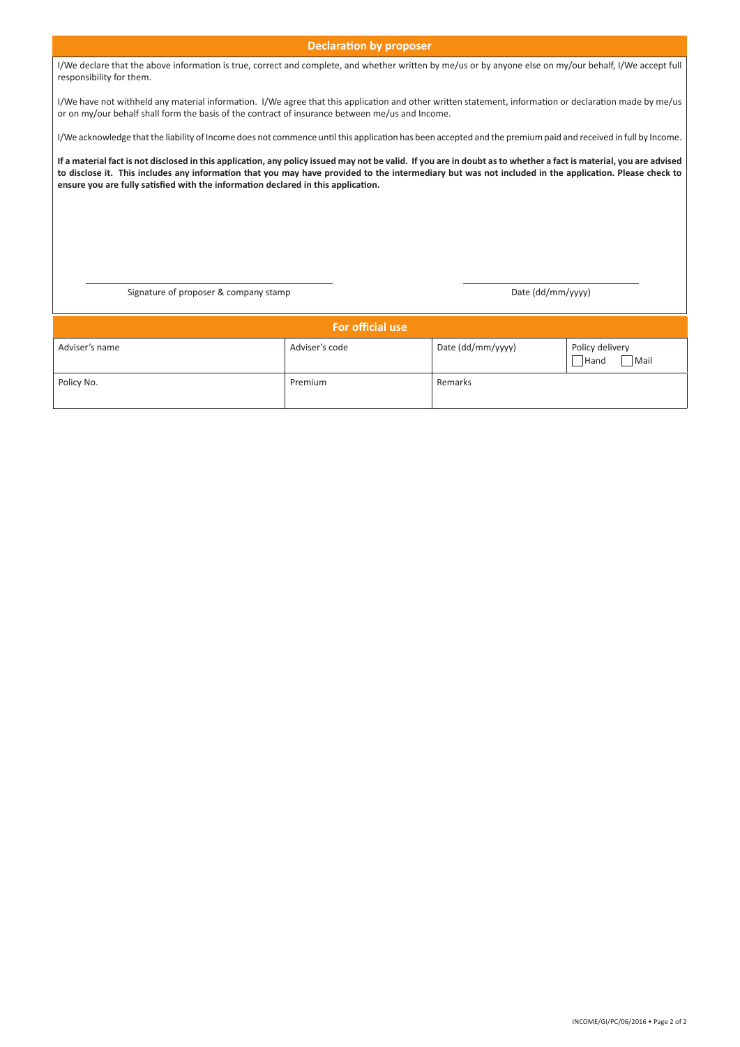## Declaration by proposer

I/We declare that the above information is true, correct and complete, and whether written by me/us or by anyone else on my/our behalf, I/We accept full responsibility for them.

I/We have not withheld any material information. I/We agree that this application and other written statement, information or declaration made by me/us or on my/our behalf shall form the basis of the contract of insurance between me/us and Income.

I/We acknowledge that the liability of Income does not commence until this application has been accepted and the premium paid and received in full by Income.

**If a material fact is not disclosed in this application, any policy issued may not be valid. If you are in doubt as to whether a fact is material, you are advised to disclose it. This includes any information that you may have provided to the intermediary but was not included in the application. Please check to ensure you are fully satisfied with the information declared in this application.**

Signature of proposer & company stamp

Date (dd/mm/yyyy)

## For official use

| | | | |
|---|---|---|---|
| Adviser's name | Adviser's code | Date (dd/mm/yyyy) | Policy delivery ☐ Hand ☐ Mail |
| Policy No. | Premium | Remarks | |